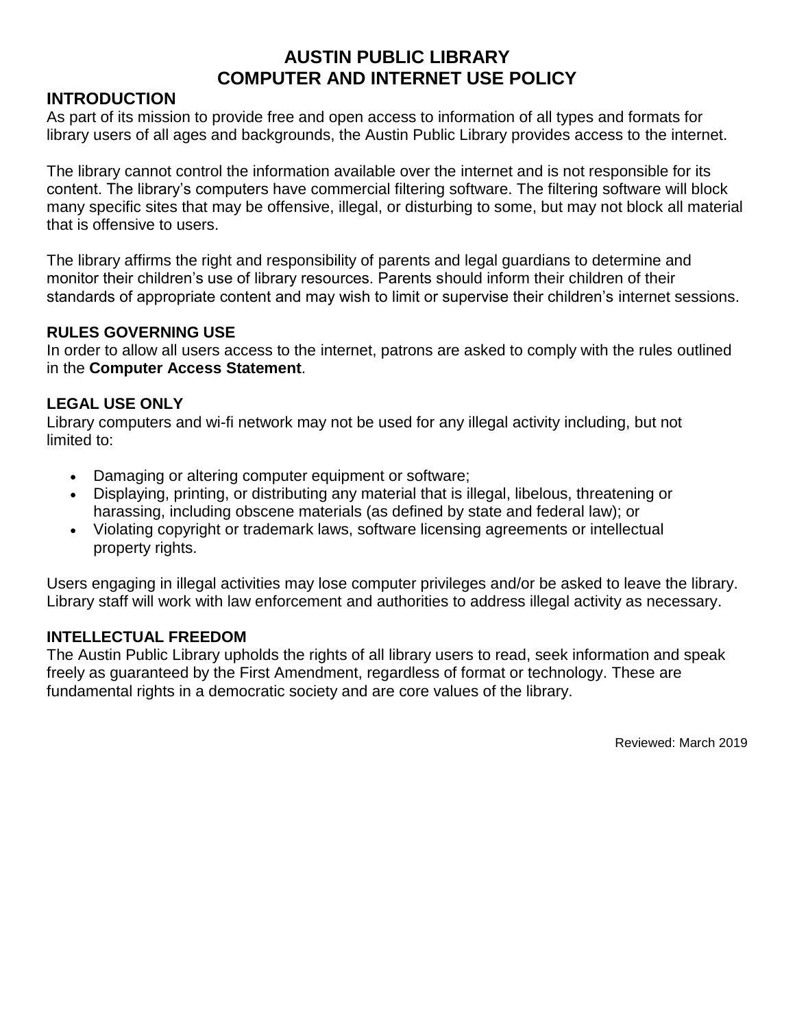# AUSTIN PUBLIC LIBRARY
# COMPUTER AND INTERNET USE POLICY

## INTRODUCTION

As part of its mission to provide free and open access to information of all types and formats for library users of all ages and backgrounds, the Austin Public Library provides access to the internet.

The library cannot control the information available over the internet and is not responsible for its content. The library's computers have commercial filtering software. The filtering software will block many specific sites that may be offensive, illegal, or disturbing to some, but may not block all material that is offensive to users.

The library affirms the right and responsibility of parents and legal guardians to determine and monitor their children's use of library resources. Parents should inform their children of their standards of appropriate content and may wish to limit or supervise their children's internet sessions.

### RULES GOVERNING USE

In order to allow all users access to the internet, patrons are asked to comply with the rules outlined in the **Computer Access Statement**.

### LEGAL USE ONLY

Library computers and wi-fi network may not be used for any illegal activity including, but not limited to:

- Damaging or altering computer equipment or software;
- Displaying, printing, or distributing any material that is illegal, libelous, threatening or harassing, including obscene materials (as defined by state and federal law); or
- Violating copyright or trademark laws, software licensing agreements or intellectual property rights.

Users engaging in illegal activities may lose computer privileges and/or be asked to leave the library. Library staff will work with law enforcement and authorities to address illegal activity as necessary.

### INTELLECTUAL FREEDOM

The Austin Public Library upholds the rights of all library users to read, seek information and speak freely as guaranteed by the First Amendment, regardless of format or technology. These are fundamental rights in a democratic society and are core values of the library.

Reviewed: March 2019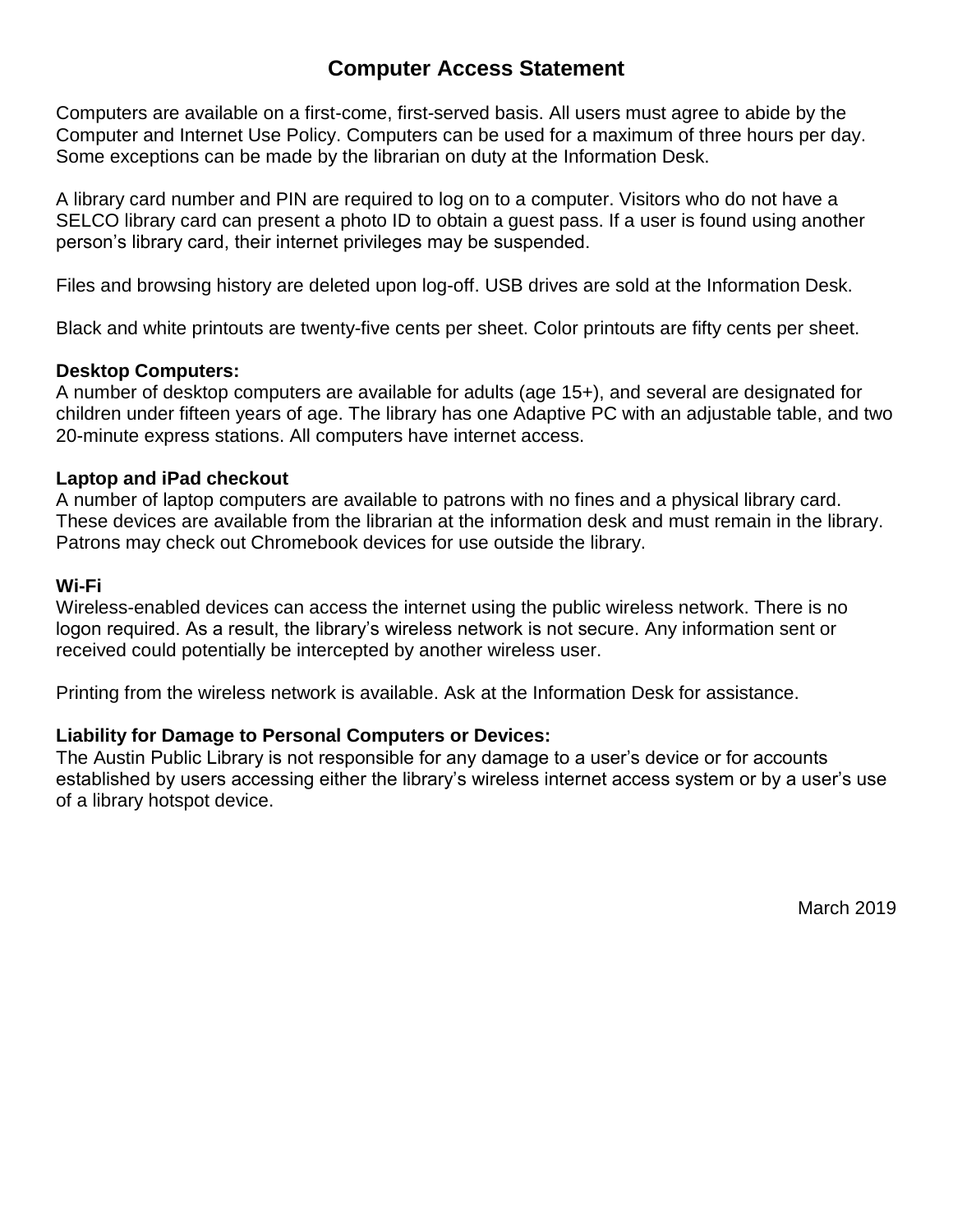# Computer Access Statement

Computers are available on a first-come, first-served basis. All users must agree to abide by the Computer and Internet Use Policy. Computers can be used for a maximum of three hours per day. Some exceptions can be made by the librarian on duty at the Information Desk.

A library card number and PIN are required to log on to a computer. Visitors who do not have a SELCO library card can present a photo ID to obtain a guest pass. If a user is found using another person's library card, their internet privileges may be suspended.

Files and browsing history are deleted upon log-off. USB drives are sold at the Information Desk.

Black and white printouts are twenty-five cents per sheet. Color printouts are fifty cents per sheet.

**Desktop Computers:**
A number of desktop computers are available for adults (age 15+), and several are designated for children under fifteen years of age. The library has one Adaptive PC with an adjustable table, and two 20-minute express stations. All computers have internet access.

**Laptop and iPad checkout**
A number of laptop computers are available to patrons with no fines and a physical library card. These devices are available from the librarian at the information desk and must remain in the library. Patrons may check out Chromebook devices for use outside the library.

**Wi-Fi**
Wireless-enabled devices can access the internet using the public wireless network. There is no logon required. As a result, the library's wireless network is not secure. Any information sent or received could potentially be intercepted by another wireless user.

Printing from the wireless network is available. Ask at the Information Desk for assistance.

**Liability for Damage to Personal Computers or Devices:**
The Austin Public Library is not responsible for any damage to a user's device or for accounts established by users accessing either the library's wireless internet access system or by a user's use of a library hotspot device.

March 2019